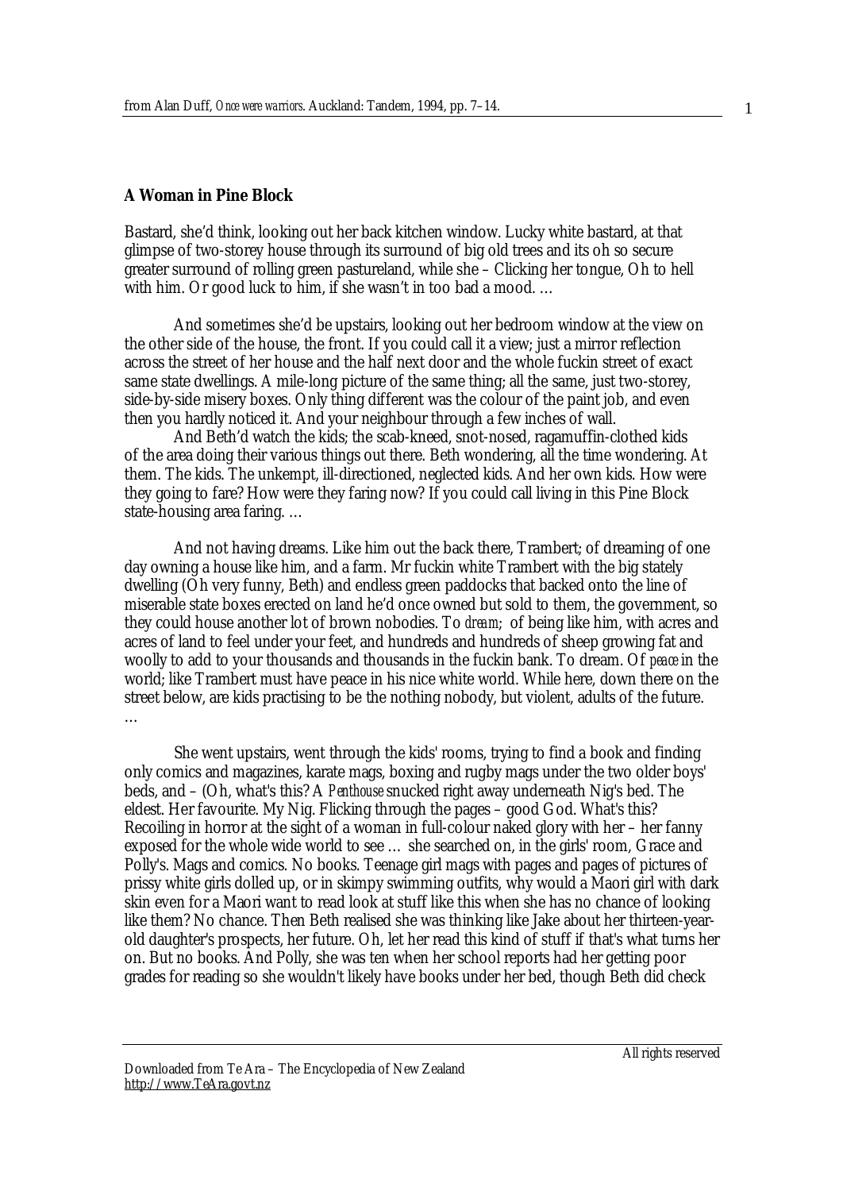## A Woman in Pine Block

Bastard, she'd think, looking out her back kitchen window. Lucky white bastard, at that glimpse of two-storey house through its surround of big old trees and its oh so secure greater surround of rolling green pastureland, while she – Clicking her tongue, Oh to hell with him. Or good luck to him, if she wasn't in too bad a mood. …

And sometimes she'd be upstairs, looking out her bedroom window at the view on the other side of the house, the front. If you could call it a view; just a mirror reflection across the street of her house and the half next door and the whole fuckin street of exact same state dwellings. A mile-long picture of the same thing; all the same, just two-storey, side-by-side misery boxes. Only thing different was the colour of the paint job, and even then you hardly noticed it. And your neighbour through a few inches of wall.

And Beth'd watch the kids; the scab-kneed, snot-nosed, ragamuffin-clothed kids of the area doing their various things out there. Beth wondering, all the time wondering. At them. The kids. The unkempt, ill-directioned, neglected kids. And her own kids. How were they going to fare? How were they faring now? If you could call living in this Pine Block state-housing area faring. …

And not having dreams. Like him out the back there, Trambert; of dreaming of one day owning a house like him, and a farm. Mr fuckin white Trambert with the big stately dwelling (Oh very funny, Beth) and endless green paddocks that backed onto the line of miserable state boxes erected on land he'd once owned but sold to them, the government, so they could house another lot of brown nobodies. To *dream*; of being like him, with acres and acres of land to feel under your feet, and hundreds and hundreds of sheep growing fat and woolly to add to your thousands and thousands in the fuckin bank. To dream. Of *peace* in the world; like Trambert must have peace in his nice white world. While here, down there on the street below, are kids practising to be the nothing nobody, but violent, adults of the future. …

She went upstairs, went through the kids' rooms, trying to find a book and finding only comics and magazines, karate mags, boxing and rugby mags under the two older boys' beds, and – (Oh, what's this? A *Penthouse* snucked right away underneath Nig's bed. The eldest. Her favourite. My Nig. Flicking through the pages – good God. What's this? Recoiling in horror at the sight of a woman in full-colour naked glory with her – her fanny exposed for the whole wide world to see … she searched on, in the girls' room, Grace and Polly's. Mags and comics. No books. Teenage girl mags with pages and pages of pictures of prissy white girls dolled up, or in skimpy swimming outfits, why would a Maori girl with dark skin even for a Maori want to read look at stuff like this when she has no chance of looking like them? No chance. Then Beth realised she was thinking like Jake about her thirteen-year-old daughter's prospects, her future. Oh, let her read this kind of stuff if that's what turns her on. But no books. And Polly, she was ten when her school reports had her getting poor grades for reading so she wouldn't likely have books under her bed, though Beth did check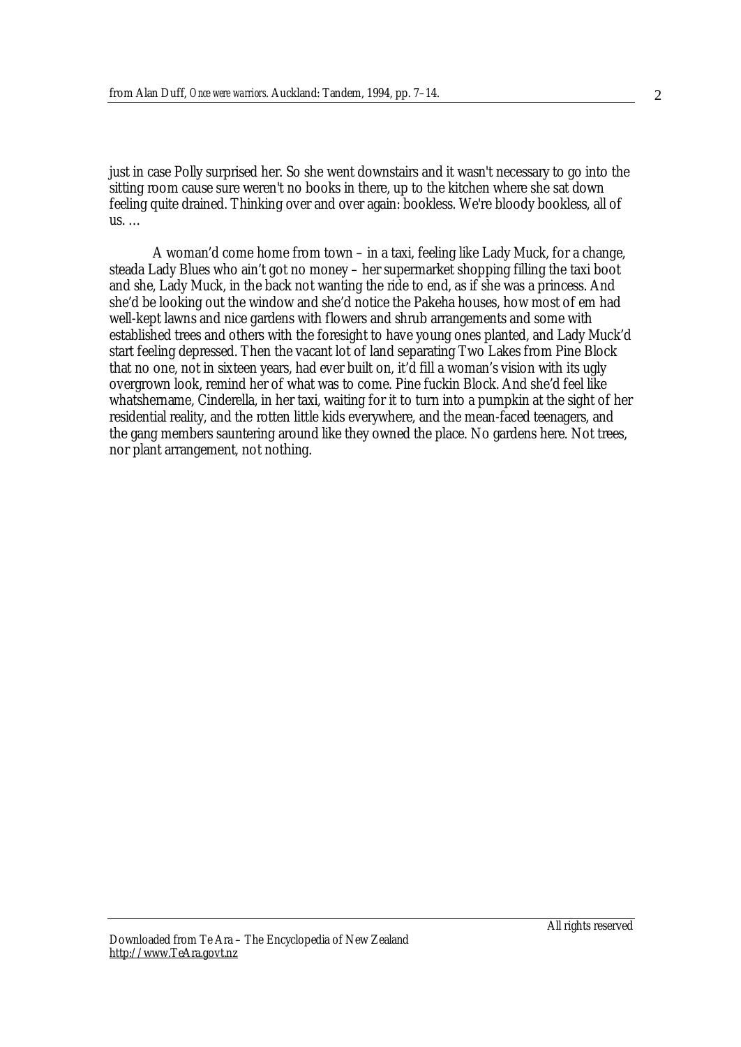just in case Polly surprised her. So she went downstairs and it wasn't necessary to go into the sitting room cause sure weren't no books in there, up to the kitchen where she sat down feeling quite drained. Thinking over and over again: bookless. We're bloody bookless, all of us. …

A woman'd come home from town – in a taxi, feeling like Lady Muck, for a change, steada Lady Blues who ain't got no money – her supermarket shopping filling the taxi boot and she, Lady Muck, in the back not wanting the ride to end, as if she was a princess. And she'd be looking out the window and she'd notice the Pakeha houses, how most of em had well-kept lawns and nice gardens with flowers and shrub arrangements and some with established trees and others with the foresight to have young ones planted, and Lady Muck'd start feeling depressed. Then the vacant lot of land separating Two Lakes from Pine Block that no one, not in sixteen years, had ever built on, it'd fill a woman's vision with its ugly overgrown look, remind her of what was to come. Pine fuckin Block. And she'd feel like whatshername, Cinderella, in her taxi, waiting for it to turn into a pumpkin at the sight of her residential reality, and the rotten little kids everywhere, and the mean-faced teenagers, and the gang members sauntering around like they owned the place. No gardens here. Not trees, nor plant arrangement, not nothing.